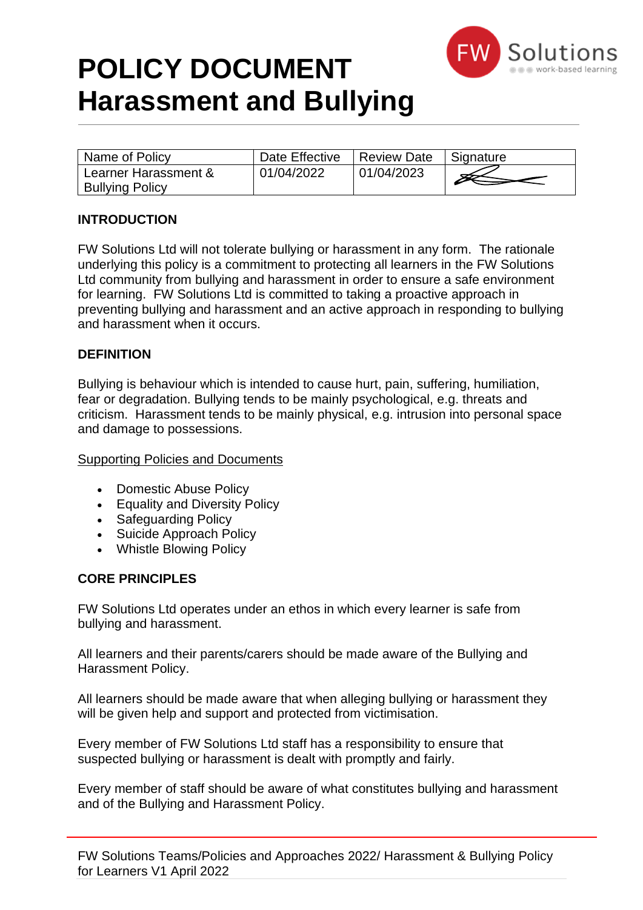# POLICY DOCUMENT
# Harassment and Bullying

| Name of Policy | Date Effective | Review Date | Signature |
|---|---|---|---|
| Learner Harassment & Bullying Policy | 01/04/2022 | 01/04/2023 | |

## INTRODUCTION

FW Solutions Ltd will not tolerate bullying or harassment in any form. The rationale underlying this policy is a commitment to protecting all learners in the FW Solutions Ltd community from bullying and harassment in order to ensure a safe environment for learning. FW Solutions Ltd is committed to taking a proactive approach in preventing bullying and harassment and an active approach in responding to bullying and harassment when it occurs.

## DEFINITION

Bullying is behaviour which is intended to cause hurt, pain, suffering, humiliation, fear or degradation. Bullying tends to be mainly psychological, e.g. threats and criticism. Harassment tends to be mainly physical, e.g. intrusion into personal space and damage to possessions.

<u>Supporting Policies and Documents</u>

- Domestic Abuse Policy
- Equality and Diversity Policy
- Safeguarding Policy
- Suicide Approach Policy
- Whistle Blowing Policy

## CORE PRINCIPLES

FW Solutions Ltd operates under an ethos in which every learner is safe from bullying and harassment.

All learners and their parents/carers should be made aware of the Bullying and Harassment Policy.

All learners should be made aware that when alleging bullying or harassment they will be given help and support and protected from victimisation.

Every member of FW Solutions Ltd staff has a responsibility to ensure that suspected bullying or harassment is dealt with promptly and fairly.

Every member of staff should be aware of what constitutes bullying and harassment and of the Bullying and Harassment Policy.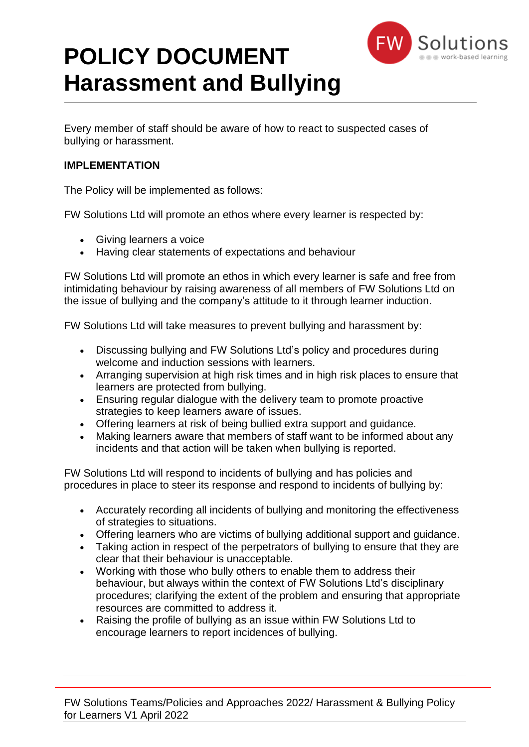# POLICY DOCUMENT
# Harassment and Bullying

Every member of staff should be aware of how to react to suspected cases of bullying or harassment.

**IMPLEMENTATION**

The Policy will be implemented as follows:

FW Solutions Ltd will promote an ethos where every learner is respected by:

- Giving learners a voice
- Having clear statements of expectations and behaviour

FW Solutions Ltd will promote an ethos in which every learner is safe and free from intimidating behaviour by raising awareness of all members of FW Solutions Ltd on the issue of bullying and the company's attitude to it through learner induction.

FW Solutions Ltd will take measures to prevent bullying and harassment by:

- Discussing bullying and FW Solutions Ltd's policy and procedures during welcome and induction sessions with learners.
- Arranging supervision at high risk times and in high risk places to ensure that learners are protected from bullying.
- Ensuring regular dialogue with the delivery team to promote proactive strategies to keep learners aware of issues.
- Offering learners at risk of being bullied extra support and guidance.
- Making learners aware that members of staff want to be informed about any incidents and that action will be taken when bullying is reported.

FW Solutions Ltd will respond to incidents of bullying and has policies and procedures in place to steer its response and respond to incidents of bullying by:

- Accurately recording all incidents of bullying and monitoring the effectiveness of strategies to situations.
- Offering learners who are victims of bullying additional support and guidance.
- Taking action in respect of the perpetrators of bullying to ensure that they are clear that their behaviour is unacceptable.
- Working with those who bully others to enable them to address their behaviour, but always within the context of FW Solutions Ltd's disciplinary procedures; clarifying the extent of the problem and ensuring that appropriate resources are committed to address it.
- Raising the profile of bullying as an issue within FW Solutions Ltd to encourage learners to report incidences of bullying.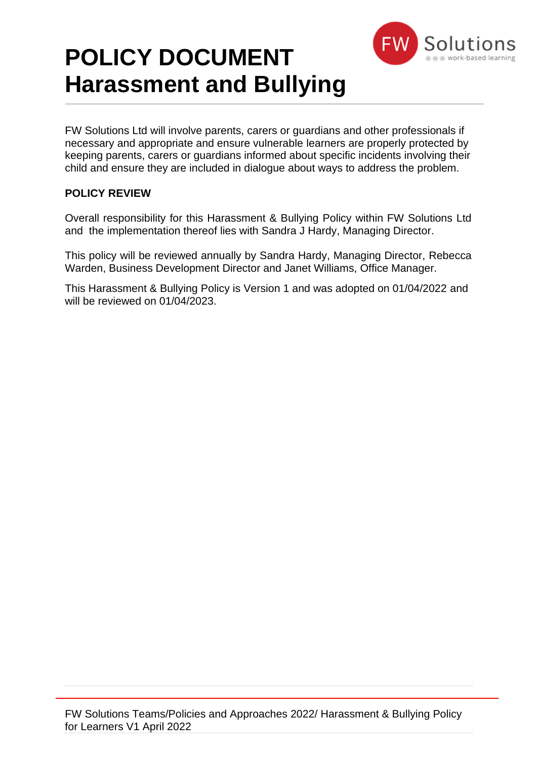# POLICY DOCUMENT
# Harassment and Bullying

FW Solutions Ltd will involve parents, carers or guardians and other professionals if necessary and appropriate and ensure vulnerable learners are properly protected by keeping parents, carers or guardians informed about specific incidents involving their child and ensure they are included in dialogue about ways to address the problem.

**POLICY REVIEW**

Overall responsibility for this Harassment & Bullying Policy within FW Solutions Ltd and the implementation thereof lies with Sandra J Hardy, Managing Director.

This policy will be reviewed annually by Sandra Hardy, Managing Director, Rebecca Warden, Business Development Director and Janet Williams, Office Manager.

This Harassment & Bullying Policy is Version 1 and was adopted on 01/04/2022 and will be reviewed on 01/04/2023.